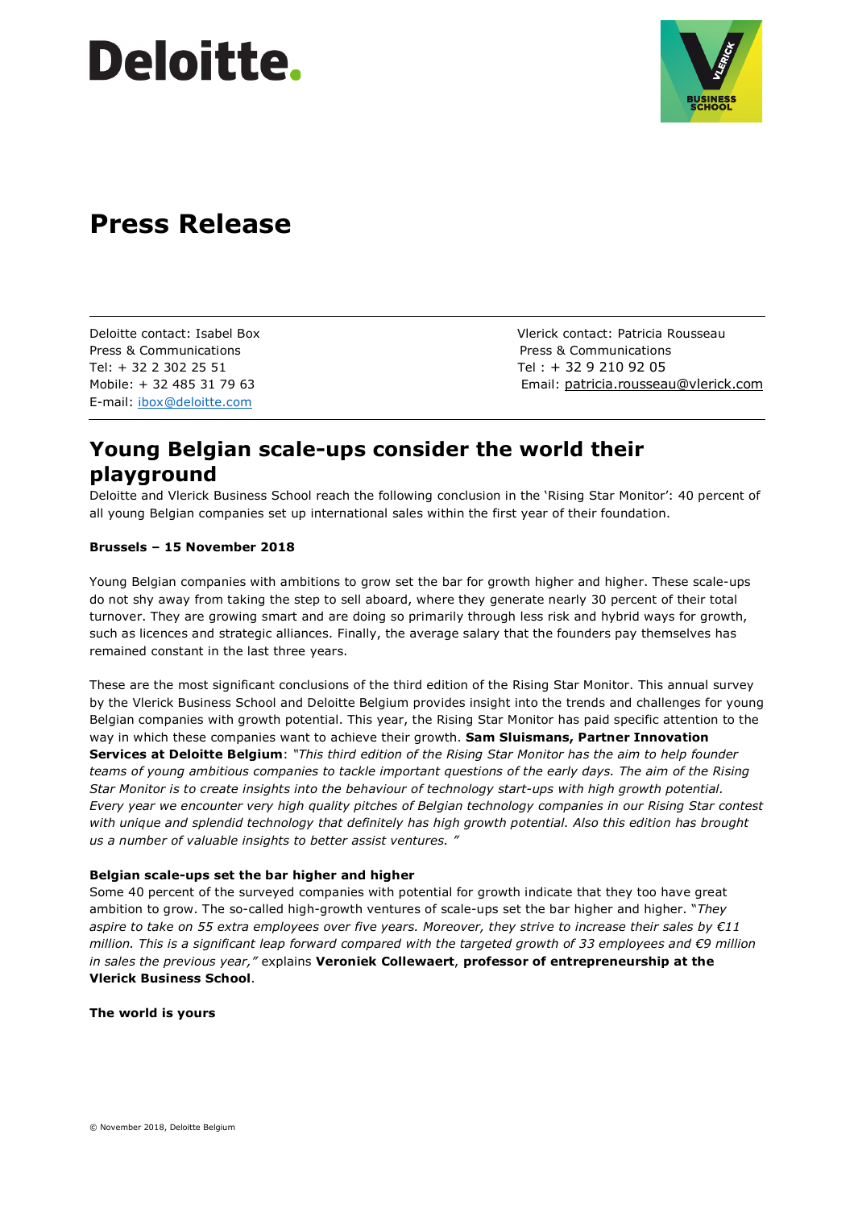# Press Release

Deloitte contact: Isabel Box
Press & Communications
Tel: + 32 2 302 25 51
Mobile: + 32 485 31 79 63
E-mail: ibox@deloitte.com

Vlerick contact: Patricia Rousseau
Press & Communications
Tel : + 32 9 210 92 05
Email: patricia.rousseau@vlerick.com

## Young Belgian scale-ups consider the world their playground

Deloitte and Vlerick Business School reach the following conclusion in the 'Rising Star Monitor': 40 percent of all young Belgian companies set up international sales within the first year of their foundation.

**Brussels – 15 November 2018**

Young Belgian companies with ambitions to grow set the bar for growth higher and higher. These scale-ups do not shy away from taking the step to sell aboard, where they generate nearly 30 percent of their total turnover. They are growing smart and are doing so primarily through less risk and hybrid ways for growth, such as licences and strategic alliances. Finally, the average salary that the founders pay themselves has remained constant in the last three years.

These are the most significant conclusions of the third edition of the Rising Star Monitor. This annual survey by the Vlerick Business School and Deloitte Belgium provides insight into the trends and challenges for young Belgian companies with growth potential. This year, the Rising Star Monitor has paid specific attention to the way in which these companies want to achieve their growth. **Sam Sluismans, Partner Innovation Services at Deloitte Belgium**: *"This third edition of the Rising Star Monitor has the aim to help founder teams of young ambitious companies to tackle important questions of the early days. The aim of the Rising Star Monitor is to create insights into the behaviour of technology start-ups with high growth potential. Every year we encounter very high quality pitches of Belgian technology companies in our Rising Star contest with unique and splendid technology that definitely has high growth potential. Also this edition has brought us a number of valuable insights to better assist ventures. "*

**Belgian scale-ups set the bar higher and higher**

Some 40 percent of the surveyed companies with potential for growth indicate that they too have great ambition to grow. The so-called high-growth ventures of scale-ups set the bar higher and higher. "*They aspire to take on 55 extra employees over five years. Moreover, they strive to increase their sales by €11 million. This is a significant leap forward compared with the targeted growth of 33 employees and €9 million in sales the previous year,"* explains **Veroniek Collewaert**, **professor of entrepreneurship at the Vlerick Business School**.

**The world is yours**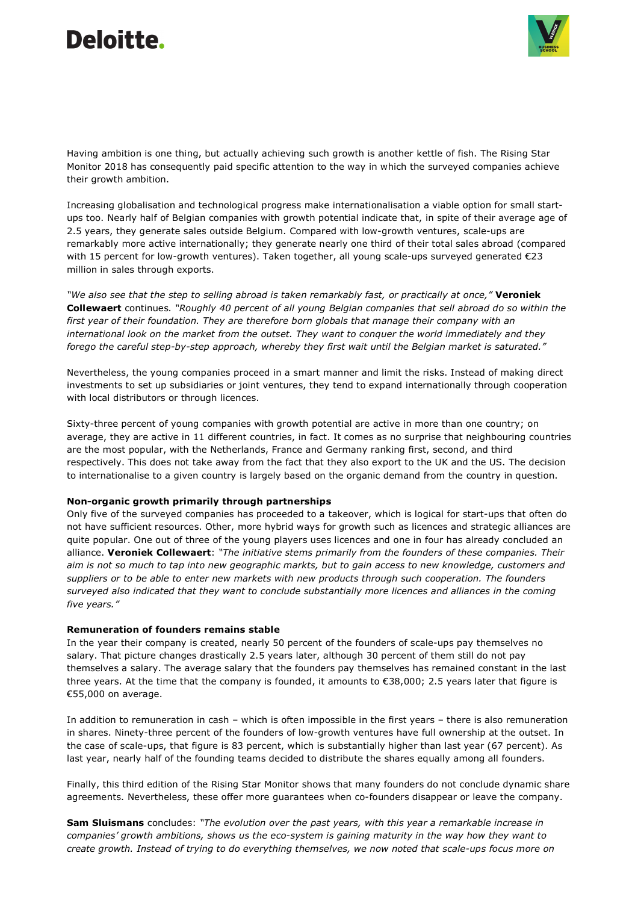Having ambition is one thing, but actually achieving such growth is another kettle of fish. The Rising Star Monitor 2018 has consequently paid specific attention to the way in which the surveyed companies achieve their growth ambition.

Increasing globalisation and technological progress make internationalisation a viable option for small start-ups too. Nearly half of Belgian companies with growth potential indicate that, in spite of their average age of 2.5 years, they generate sales outside Belgium. Compared with low-growth ventures, scale-ups are remarkably more active internationally; they generate nearly one third of their total sales abroad (compared with 15 percent for low-growth ventures). Taken together, all young scale-ups surveyed generated €23 million in sales through exports.

*"We also see that the step to selling abroad is taken remarkably fast, or practically at once,"* **Veroniek Collewaert** continues. *"Roughly 40 percent of all young Belgian companies that sell abroad do so within the first year of their foundation. They are therefore born globals that manage their company with an international look on the market from the outset. They want to conquer the world immediately and they forego the careful step-by-step approach, whereby they first wait until the Belgian market is saturated."*

Nevertheless, the young companies proceed in a smart manner and limit the risks. Instead of making direct investments to set up subsidiaries or joint ventures, they tend to expand internationally through cooperation with local distributors or through licences.

Sixty-three percent of young companies with growth potential are active in more than one country; on average, they are active in 11 different countries, in fact. It comes as no surprise that neighbouring countries are the most popular, with the Netherlands, France and Germany ranking first, second, and third respectively. This does not take away from the fact that they also export to the UK and the US. The decision to internationalise to a given country is largely based on the organic demand from the country in question.

**Non-organic growth primarily through partnerships**

Only five of the surveyed companies has proceeded to a takeover, which is logical for start-ups that often do not have sufficient resources. Other, more hybrid ways for growth such as licences and strategic alliances are quite popular. One out of three of the young players uses licences and one in four has already concluded an alliance. **Veroniek Collewaert**: *"The initiative stems primarily from the founders of these companies. Their aim is not so much to tap into new geographic markts, but to gain access to new knowledge, customers and suppliers or to be able to enter new markets with new products through such cooperation. The founders surveyed also indicated that they want to conclude substantially more licences and alliances in the coming five years."*

**Remuneration of founders remains stable**

In the year their company is created, nearly 50 percent of the founders of scale-ups pay themselves no salary. That picture changes drastically 2.5 years later, although 30 percent of them still do not pay themselves a salary. The average salary that the founders pay themselves has remained constant in the last three years. At the time that the company is founded, it amounts to €38,000; 2.5 years later that figure is €55,000 on average.

In addition to remuneration in cash – which is often impossible in the first years – there is also remuneration in shares. Ninety-three percent of the founders of low-growth ventures have full ownership at the outset. In the case of scale-ups, that figure is 83 percent, which is substantially higher than last year (67 percent). As last year, nearly half of the founding teams decided to distribute the shares equally among all founders.

Finally, this third edition of the Rising Star Monitor shows that many founders do not conclude dynamic share agreements. Nevertheless, these offer more guarantees when co-founders disappear or leave the company.

**Sam Sluismans** concludes: *"The evolution over the past years, with this year a remarkable increase in companies' growth ambitions, shows us the eco-system is gaining maturity in the way how they want to create growth. Instead of trying to do everything themselves, we now noted that scale-ups focus more on*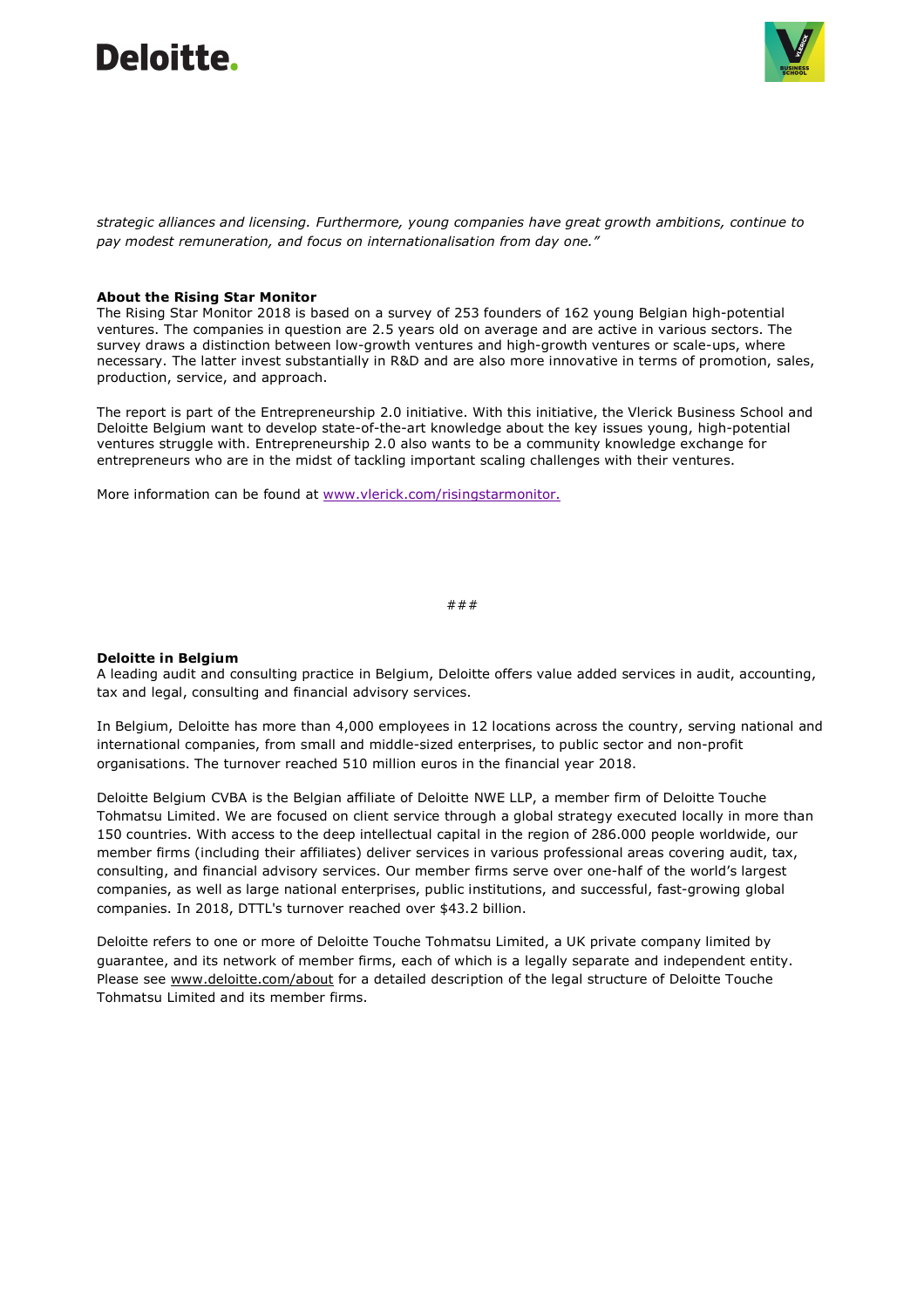*strategic alliances and licensing. Furthermore, young companies have great growth ambitions, continue to pay modest remuneration, and focus on internationalisation from day one."*

**About the Rising Star Monitor**

The Rising Star Monitor 2018 is based on a survey of 253 founders of 162 young Belgian high-potential ventures. The companies in question are 2.5 years old on average and are active in various sectors. The survey draws a distinction between low-growth ventures and high-growth ventures or scale-ups, where necessary. The latter invest substantially in R&D and are also more innovative in terms of promotion, sales, production, service, and approach.

The report is part of the Entrepreneurship 2.0 initiative. With this initiative, the Vlerick Business School and Deloitte Belgium want to develop state-of-the-art knowledge about the key issues young, high-potential ventures struggle with. Entrepreneurship 2.0 also wants to be a community knowledge exchange for entrepreneurs who are in the midst of tackling important scaling challenges with their ventures.

More information can be found at [www.vlerick.com/risingstarmonitor.](www.vlerick.com/risingstarmonitor)

###

**Deloitte in Belgium**

A leading audit and consulting practice in Belgium, Deloitte offers value added services in audit, accounting, tax and legal, consulting and financial advisory services.

In Belgium, Deloitte has more than 4,000 employees in 12 locations across the country, serving national and international companies, from small and middle-sized enterprises, to public sector and non-profit organisations. The turnover reached 510 million euros in the financial year 2018.

Deloitte Belgium CVBA is the Belgian affiliate of Deloitte NWE LLP, a member firm of Deloitte Touche Tohmatsu Limited. We are focused on client service through a global strategy executed locally in more than 150 countries. With access to the deep intellectual capital in the region of 286.000 people worldwide, our member firms (including their affiliates) deliver services in various professional areas covering audit, tax, consulting, and financial advisory services. Our member firms serve over one-half of the world's largest companies, as well as large national enterprises, public institutions, and successful, fast-growing global companies. In 2018, DTTL's turnover reached over $43.2 billion.

Deloitte refers to one or more of Deloitte Touche Tohmatsu Limited, a UK private company limited by guarantee, and its network of member firms, each of which is a legally separate and independent entity. Please see [www.deloitte.com/about](www.deloitte.com/about) for a detailed description of the legal structure of Deloitte Touche Tohmatsu Limited and its member firms.